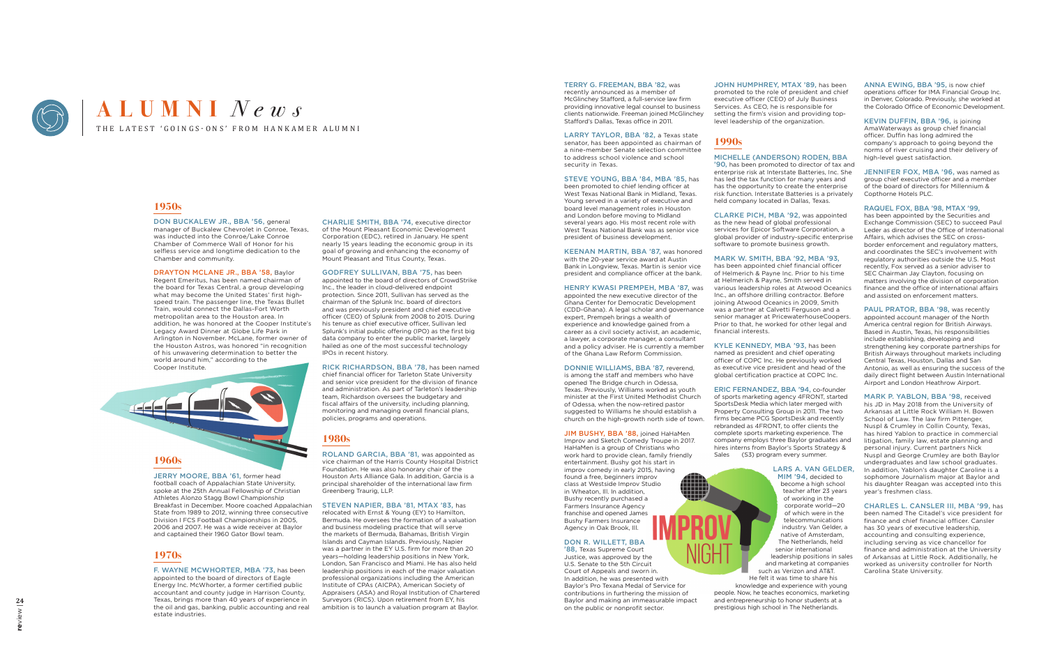# ALUMNI *News*

THE LATEST 'GOINGS-ONS' FROM HANKAMER ALUMNI

## 1950s

**DON BUCKALEW JR., BBA '56,** general manager of Buckalew Chevrolet in Conroe, Texas, was inducted into the Conroe/Lake Conroe Chamber of Commerce Wall of Honor for his selfless service and longtime dedication to the Chamber and community.

**DRAYTON MCLANE JR., BBA '58,** Baylor Regent Emeritus, has been named chairman of the board for Texas Central, a group developing what may become the United States' first high-speed train. The passenger line, the Texas Bullet Train, would connect the Dallas-Fort Worth metropolitan area to the Houston area. In addition, he was honored at the Cooper Institute's Legacy Award Dinner at Globe Life Park in Arlington in November. McLane, former owner of the Houston Astros, was honored "in recognition of his unwavering determination to better the world around him," according to the Cooper Institute.

## 1960s

**JERRY MOORE, BBA '61,** former head football coach of Appalachian State University, spoke at the 25th Annual Fellowship of Christian Athletes Alonzo Stagg Bowl Championship Breakfast in December. Moore coached Appalachian State from 1989 to 2012, winning three consecutive Division I FCS Football Championships in 2005, 2006 and 2007. He was a wide receiver at Baylor and captained their 1960 Gator Bowl team.

## 1970s

**F. WAYNE MCWHORTER, MBA '73,** has been appointed to the board of directors of Eagle Energy Inc. McWhorter, a former certified public accountant and county judge in Harrison County, Texas, brings more than 40 years of experience in the oil and gas, banking, public accounting and real estate industries.

**CHARLIE SMITH, BBA '74,** executive director of the Mount Pleasant Economic Development Corporation (EDC), retired in January. He spent nearly 15 years leading the economic group in its goal of growing and enhancing the economy of Mount Pleasant and Titus County, Texas.

**GODFREY SULLIVAN, BBA '75,** has been appointed to the board of directors of CrowdStrike Inc., the leader in cloud-delivered endpoint protection. Since 2011, Sullivan has served as the chairman of the Splunk Inc. board of directors and was previously president and chief executive officer (CEO) of Splunk from 2008 to 2015. During his tenure as chief executive officer, Sullivan led Splunk's initial public offering (IPO) as the first big data company to enter the public market, largely hailed as one of the most successful technology IPOs in recent history.

**RICK RICHARDSON, BBA '78,** has been named chief financial officer for Tarleton State University and senior vice president for the division of finance and administration. As part of Tarleton's leadership team, Richardson oversees the budgetary and fiscal affairs of the university, including planning, monitoring and managing overall financial plans, policies, programs and operations.

## 1980s

**ROLAND GARCIA, BBA '81,** was appointed as vice chairman of the Harris County Hospital District Foundation. He was also honorary chair of the Houston Arts Alliance Gala. In addition, Garcia is a principal shareholder of the international law firm Greenberg Traurig, LLP.

**STEVEN NAPIER, BBA '81, MTAX '83,** has relocated with Ernst & Young (EY) to Hamilton, Bermuda. He oversees the formation of a valuation and business modeling practice that will serve the markets of Bermuda, Bahamas, British Virgin Islands and Cayman Islands. Previously, Napier was a partner in the EY U.S. firm for more than 20 years—holding leadership positions in New York, London, San Francisco and Miami. He has also held leadership positions in each of the major valuation professional organizations including the American Institute of CPAs (AICPA), American Society of Appraisers (ASA) and Royal Institution of Chartered Surveyors (RICS). Upon retirement from EY, his ambition is to launch a valuation program at Baylor.

**TERRY G. FREEMAN, BBA '82,** was recently announced as a member of McGlinchey Stafford, a full-service law firm providing innovative legal counsel to business clients nationwide. Freeman joined McGlinchey Stafford's Dallas, Texas office in 2011.

**LARRY TAYLOR, BBA '82,** a Texas state senator, has been appointed as chairman of a nine-member Senate selection committee to address school violence and school security in Texas.

**STEVE YOUNG, BBA '84, MBA '85,** has been promoted to chief lending officer at West Texas National Bank in Midland, Texas. Young served in a variety of executive and board level management roles in Houston and London before moving to Midland several years ago. His most recent role with West Texas National Bank was as senior vice president of business development.

**KEENAN MARTIN, BBA '87,** was honored with the 20-year service award at Austin Bank in Longview, Texas. Martin is senior vice president and compliance officer at the bank.

**HENRY KWASI PREMPEH, MBA '87,** was appointed the new executive director of the Ghana Center for Democratic Development (CDD-Ghana). A legal scholar and governance expert, Prempeh brings a wealth of experience and knowledge gained from a career as a civil society activist, an academic, a lawyer, a corporate manager, a consultant and a policy adviser. He is currently a member of the Ghana Law Reform Commission.

**DONNIE WILLIAMS, BBA '87,** reverend, is among the staff and members who have opened The Bridge church in Odessa, Texas. Previously, Williams worked as youth minister at the First United Methodist Church of Odessa, when the now-retired pastor suggested to Williams he should establish a church on the high-growth north side of town.

**JIM BUSHY, BBA '88,** joined HaHaMen Improv and Sketch Comedy Troupe in 2017. HaHaMen is a group of Christians who work hard to provide clean, family friendly entertainment. Bushy got his start in improv comedy in early 2015, having found a free, beginners improv class at Westside Improv Studio in Wheaton, Ill. In addition, Bushy recently purchased a Farmers Insurance Agency franchise and opened James Bushy Farmers Insurance Agency in Oak Brook, Ill.

**DON R. WILLETT, BBA '88,** Texas Supreme Court Justice, was approved by the U.S. Senate to the 5th Circuit Court of Appeals and sworn in. In addition, he was presented with Baylor's Pro Texana Medal of Service for contributions in furthering the mission of Baylor and making an immeasurable impact on the public or nonprofit sector.

**JOHN HUMPHREY, MTAX '89,** has been promoted to the role of president and chief executive officer (CEO) of July Business Services. As CEO, he is responsible for setting the firm's vision and providing top-level leadership of the organization.

## 1990s

**MICHELLE (ANDERSON) RODEN, BBA '90,** has been promoted to director of tax and enterprise risk at Interstate Batteries, Inc. She has led the tax function for many years and has the opportunity to create the enterprise risk function. Interstate Batteries is a privately held company located in Dallas, Texas.

**CLARKE PICH, MBA '92,** was appointed as the new head of global professional services for Epicor Software Corporation, a global provider of industry-specific enterprise software to promote business growth.

**MARK W. SMITH, BBA '92, MBA '93,** has been appointed chief financial officer of Helmerich & Payne Inc. Prior to his time at Helmerich & Payne, Smith served in various leadership roles at Atwood Oceanics Inc., an offshore drilling contractor. Before joining Atwood Oceanics in 2009, Smith was a partner at Calvetti Ferguson and a senior manager at PricewaterhouseCoopers. Prior to that, he worked for other legal and financial interests.

**KYLE KENNEDY, MBA '93,** has been named as president and chief operating officer of COPC Inc. He previously worked as executive vice president and head of the global certification practice at COPC Inc.

**ERIC FERNANDEZ, BBA '94,** co-founder of sports marketing agency 4FRONT, started SportsDesk Media which later merged with Property Consulting Group in 2011. The two firms became PCG SportsDesk and recently rebranded as 4FRONT, to offer clients the complete sports marketing experience. The company employs three Baylor graduates and hires interns from Baylor's Sports Strategy & Sales (S3) program every summer.

**LARS A. VAN GELDER, MIM '94,** decided to become a high school teacher after 23 years of working in the corporate world—20 of which were in the telecommunications industry. Van Gelder, a native of Amsterdam, The Netherlands, held senior international leadership positions in sales and marketing at companies such as Verizon and AT&T. He felt it was time to share his knowledge and experience with young people. Now, he teaches economics, marketing and entrepreneurship to honor students at a prestigious high school in The Netherlands.

**ANNA EWING, BBA '95,** is now chief operations officer for IMA Financial Group Inc. in Denver, Colorado. Previously, she worked at the Colorado Office of Economic Development.

**KEVIN DUFFIN, BBA '96,** is joining AmaWaterways as group chief financial officer. Duffin has long admired the company's approach to going beyond the norms of river cruising and their delivery of high-level guest satisfaction.

**JENNIFER FOX, MBA '96,** was named as group chief executive officer and a member of the board of directors for Millennium & Copthorne Hotels PLC.

**RAQUEL FOX, BBA '98, MTAX '99,** has been appointed by the Securities and Exchange Commission (SEC) to succeed Paul Leder as director of the Office of International Affairs, which advises the SEC on cross-border enforcement and regulatory matters, and coordinates the SEC's involvement with regulatory authorities outside the U.S. Most recently, Fox served as a senior adviser to SEC Chairman Jay Clayton, focusing on matters involving the division of corporation finance and the office of international affairs and assisted on enforcement matters.

**PAUL PRATOR, BBA '98,** was recently appointed account manager of the North America central region for British Airways. Based in Austin, Texas, his responsibilities include establishing, developing and strengthening key corporate partnerships for British Airways throughout markets including Central Texas, Houston, Dallas and San Antonio, as well as ensuring the success of the daily direct flight between Austin International Airport and London Heathrow Airport.

**MARK P. YABLON, BBA '98,** received his JD in May 2018 from the University of Arkansas at Little Rock William H. Bowen School of Law. The law firm Pittenger, Nuspl & Crumley in Collin County, Texas, has hired Yablon to practice in commercial litigation, family law, estate planning and personal injury. Current partners Nick Nuspl and George Crumley are both Baylor undergraduates and law school graduates. In addition, Yablon's daughter Caroline is a sophomore Journalism major at Baylor and his daughter Reagan was accepted into this year's freshmen class.

**CHARLES L. CANSLER III, MBA '99,** has been named The Citadel's vice president for finance and chief financial officer. Cansler has 30 years of executive leadership, accounting and consulting experience, including serving as vice chancellor for finance and administration at the University of Arkansas at Little Rock. Additionally, he worked as university controller for North Carolina State University.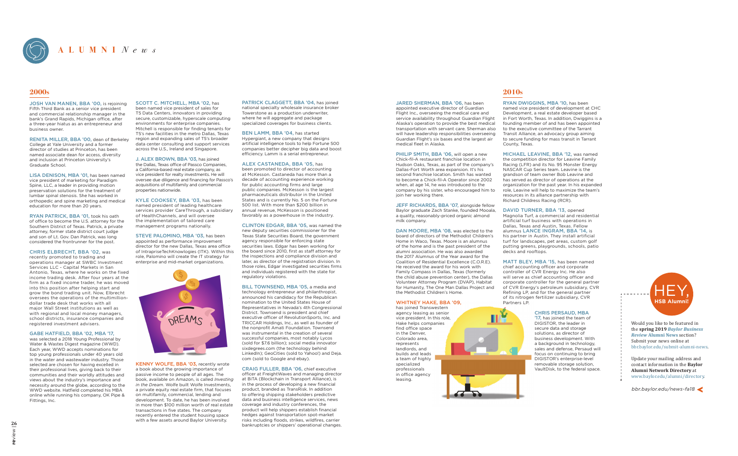# ALUMNI *News*

## 2000s

JOSH VAN MANEN, BBA '00, is rejoining Fifth Third Bank as a senior vice president and commercial relationship manager in the bank's Grand Rapids, Michigan office, after a three-year hiatus as an entrepreneur and business owner.

RENITA MILLER, BBA '00, dean of Berkeley College at Yale University and a former director of studies at Princeton, has been named associate dean for access, diversity and inclusion at Princeton University's Graduate School.

LISA DENISON, MBA '01, has been named vice president of marketing for Paradigm Spine, LLC, a leader in providing motion preservation solutions for the treatment of lumbar spinal stenosis. She has worked in orthopedic and spine marketing and medical education for more than 20 years.

RYAN PATRICK, BBA '01, took his oath of office to become the U.S. attorney for the Southern District of Texas. Patrick, a private attorney, former state district court judge and son of Lt. Gov. Dan Patrick, was long considered the frontrunner for the post.

CHRIS ELBRECHT, BBA '02, was recently promoted to trading and operations manager at SWBC Investment Services LLC - Capital Markets in San Antonio, Texas, where he works on the fixed income trading desk. After four years at the firm as a fixed income trader, he was moved into this position after helping start and grow the bond trading unit. Now, Elbrecht oversees the operations of the multimillion-dollar trade desk that works with all major Wall Street institutions as well as with regional and local money managers, school districts, insurance companies and registered investment advisers.

GABE HATFIELD, BBA '02, MBA '17, was selected a 2018 Young Professional by Water & Wastes Digest magazine (WWD). Each year, WWD accepts nominations for top young professionals under 40 years old in the water and wastewater industry. Those selected are chosen for having excelled in their professional lives, giving back to their communities and their worldly attitudes and views about the industry's importance and necessity around the globe, according to the WWD website. Hatfield completed his MBA online while running his company, OK Pipe & Fittings, Inc.

SCOTT C. MITCHELL, MBA '02, has been named vice president of sales for T5 Data Centers, innovators in providing secure, customizable, hyperscale computing environments for enterprise companies. Mitchell is responsible for finding tenants for T5's new facilities in the metro Dallas, Texas region and expanding sales of T5's broader data center consulting and support services across the U.S., Ireland and Singapore.

J. ALEX BROWN, BBA '03, has joined the Dallas, Texas office of Passco Companies, a California-based real estate company, as vice president for realty investments. He will oversee due diligence and financing for Passco's acquisitions of multifamily and commercial properties nationwide.

KYLE COOKSEY, BBA '03, has been named president of leading healthcare services provider CareThrough, a subsidiary of HealthChannels, and will oversee the implementation of tailored care management programs nationally.

STEVE PALOMINO, MBA '03, has been appointed as performance improvement director for the new Dallas, Texas area office of IntrapriseTechKnowlogies (ITK). Within this role, Palomino will create the IT strategy for enterprise and mid-market organizations.

KENNY WOLFE, BBA '03, recently wrote a book about the growing importance of passive income to people of all ages. The book, available on Amazon, is called *Investing in the Dream*. Wolfe built Wolfe Investments, a private equity real estate firm, that focuses on multifamily, commercial, lending and development. To date, he has been involved in more than $100 million worth of real estate transactions in five states. The company recently entered the student housing space with a few assets around Baylor University.

PATRICK CLAGGETT, BBA '04, has joined national specialty wholesale insurance broker Towerstone as a production underwriter, where he will aggregate and package specialized coverages for business clients.

BEN LAMM, BBA '04, has started Hypergiant, a new company that designs artificial intelligence tools to help Fortune 500 companies better decipher big data and boost efficiency. Lamm is a serial entrepreneur.

ALEX CASTANEDA, BBA '05, has been promoted to director of accounting at McKesson. Castaneda has more than a decade of accounting experience working for public accounting firms and large public companies. McKesson is the largest pharmaceuticals distributor in the United States and is currently No. 5 on the Fortune 500 list. With more than $200 billion in annual revenue, McKesson is positioned favorably as a powerhouse in the industry.

CLINTON EDGAR, BBA '05, was named the new deputy securities commissioner for the Texas State Securities Board, the government agency responsible for enforcing state securities laws. Edgar has been working for the board since 2010, first as staff attorney for the inspections and compliance division and later, as director of the registration division. In those roles, Edgar investigated securities firms and individuals registered with the state for regulatory violations.

BILL TOWNSEND, MBA '05, a media and technology entrepreneur and philanthropist, announced his candidacy for the Republican nomination to the United States House of Representatives in Nevada's 4th Congressional District. Townsend is president and chief executive officer of RevolutionSports, Inc. and TRICCAR Holdings, Inc., as well as founder of the nonprofit Amati Foundation. Townsend was instrumental in the creation of several successful companies, most notably Lycos (sold for $7.6 billion); social media innovator sixdegrees.com (the technology behind LinkedIn); GeoCities (sold to Yahoo!) and Deja.com (sold to Google and ebay).

CRAIG FULLER, BBA '06, chief executive officer at FreightWaves and managing director at BiTA (Blockchain in Transport Alliance), is in the process of developing a new financial product, branded as TransRisk. In addition to offering shipping stakeholders predictive data and business intelligence services, news coverage and industry conferences, the product will help shippers establish financial hedges against transportation spot-market risks including floods, strikes, wildfires, carrier bankruptcies or shippers' operational changes.

JARED SHERMAN, BBA '06, has been appointed executive director of Guardian Flight Inc., overseeing the medical care and service availability throughout Guardian Flight Alaska's operation to provide the best medical transportation with servant care. Sherman also will have leadership responsibilities overseeing Guardian Flight's six bases and the largest air medical fleet in Alaska.

PHILIP SMITH, BBA '06, will open a new Chick-fil-A restaurant franchise location in Hudson Oaks, Texas, as part of the company's Dallas-Fort Worth area expansion. It's his second franchise location. Smith has wanted to become a Chick-fil-A Operator since 2002 when, at age 14, he was introduced to the company by his sister, who encouraged him to join her working there.

JEFF RICHARDS, BBA '07, alongside fellow Baylor graduate Zach Stanke, founded Mooala, a quality, reasonably-priced organic almond milk company.

DAN MOORE, MBA '08, was elected to the board of directors of the Methodist Children's Home in Waco, Texas. Moore is an alumnus of the home and is the past president of the alumni association. He was also awarded the 2017 Alumnus of the Year award for the Coalition of Residential Excellence (C.O.R.E.). He received the award for his work with Family Compass in Dallas, Texas (formerly the child abuse prevention center), the Dallas Volunteer Attorney Program (DVAP), Habitat for Humanity, The One Man Dallas Project and the Methodist Children's Home.

WHITNEY HAKE, BBA '09, has joined Transwestern agency leasing as senior vice president. In this role, Hake helps companies find office space in the Denver, Colorado area, represents landlords, and builds and leads a team of highly specialized professionals in office agency leasing.

## 2010s

RYAN DWIGGINS, MBA '10, has been named vice president of development at CHC Development, a real estate developer based in Fort Worth, Texas. In addition, Dwiggins is a founding member of and has been appointed to the executive committee of the Tarrant Transit Alliance, an advocacy group aiming to secure funding for mass transit in Tarrant County, Texas.

MICHAEL LEAVINE, BBA '12, was named the competition director for Leavine Family Racing (LFR) and its No. 95 Monster Energy NASCAR Cup Series team. Leavine is the grandson of team owner Bob Leavine and has served as director of operations at the organization for the past year. In his expanded role, Leavine will help to maximize the team's resources in its alliance partnership with Richard Childress Racing (RCR).

DAVID TURNER, BBA '13, opened Magnolia Turf, a commercial and residential artificial turf business with operations in Dallas, Texas and Austin, Texas. Fellow alumnus LANCE INGRAM, BBA '14, is his partner in Austin. They install artificial turf for landscapes, pet areas, custom golf putting greens, playgrounds, schools, patio decks and rooftops.

MATT BLEY, MBA '15, has been named chief accounting officer and corporate controller of CVR Energy Inc. He also will serve as chief accounting officer and corporate controller for the general partner of CVR Energy's petroleum subsidiary, CVR Refining LP, and for the general partner of its nitrogen fertilizer subsidiary, CVR Partners LP.

CHRIS PERSAUD, MBA '17, has joined the team of DIGISTOR, the leader in secure data and storage solutions, as director of business development. With a background in technology, sales and defense, Persaud will focus on continuing to bring DIGISTOR's enterprise-level removable storage solution, VaultDisk, to the federal space.

HEY, HSB Alumni!

Would you like to be featured in the **spring 2019** ***Baylor Business Review*** **Alumni News** section? Submit your news online at bbr.baylor.edu/submit-alumni-news.

Update your mailing address and contact information in the **Baylor Alumni Network Directory** at www.baylor.edu/alumni/directory.

*bbr.baylor.edu/news-fa18*